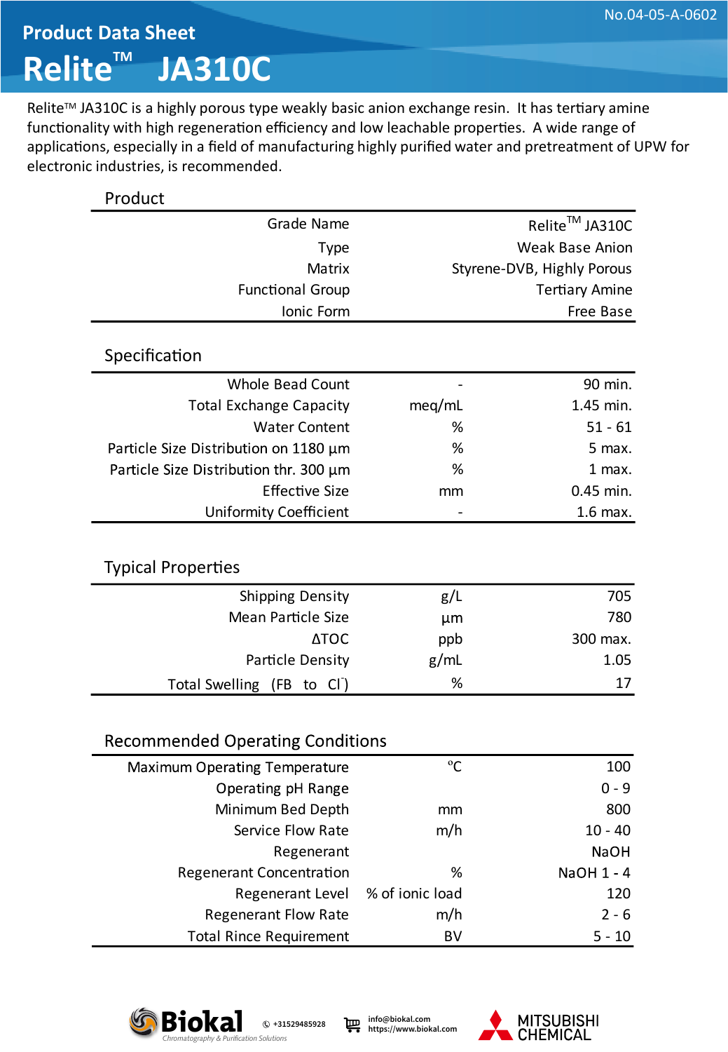No.04-05-A-0602

# Product Data Sheet

# Relite™ JA310C

Relite™ JA310C is a highly porous type weakly basic anion exchange resin. It has tertiary amine functionality with high regeneration efficiency and low leachable properties. A wide range of applications, especially in a field of manufacturing highly purified water and pretreatment of UPW for electronic industries, is recommended.

## Product

| | |
|---|---|
| Grade Name | Relite™ JA310C |
| Type | Weak Base Anion |
| Matrix | Styrene-DVB, Highly Porous |
| Functional Group | Tertiary Amine |
| Ionic Form | Free Base |

## Specification

| | | |
|---|---|---|
| Whole Bead Count | - | 90 min. |
| Total Exchange Capacity | meq/mL | 1.45 min. |
| Water Content | % | 51 - 61 |
| Particle Size Distribution on 1180 µm | % | 5 max. |
| Particle Size Distribution thr. 300 µm | % | 1 max. |
| Effective Size | mm | 0.45 min. |
| Uniformity Coefficient | - | 1.6 max. |

## Typical Properties

| | | |
|---|---|---|
| Shipping Density | g/L | 705 |
| Mean Particle Size | µm | 780 |
| ΔTOC | ppb | 300 max. |
| Particle Density | g/mL | 1.05 |
| Total Swelling (FB to $Cl^-$) | % | 17 |

## Recommended Operating Conditions

| | | |
|---|---|---|
| Maximum Operating Temperature | °C | 100 |
| Operating pH Range | | 0 - 9 |
| Minimum Bed Depth | mm | 800 |
| Service Flow Rate | m/h | 10 - 40 |
| Regenerant | | NaOH |
| Regenerant Concentration | % | NaOH 1 - 4 |
| Regenerant Level | % of ionic load | 120 |
| Regenerant Flow Rate | m/h | 2 - 6 |
| Total Rince Requirement | BV | 5 - 10 |

Biokal — Chromatography & Purification Solutions | +31529485928 | info@biokal.com | https://www.biokal.com | MITSUBISHI CHEMICAL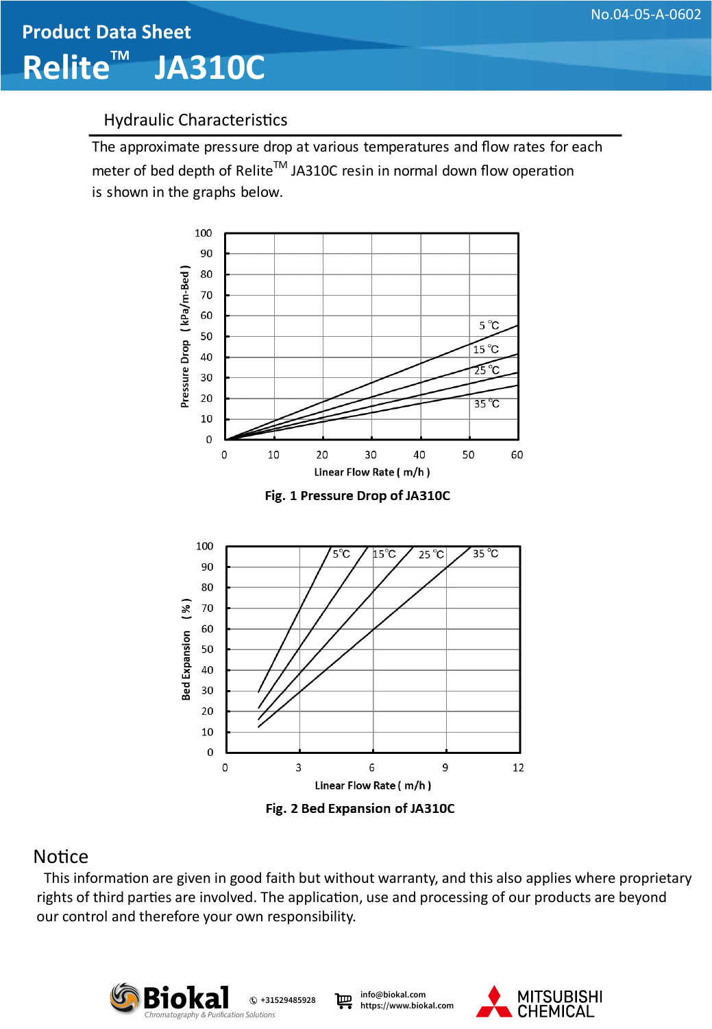# Product Data Sheet

## Relite™ JA310C

### Hydraulic Characteristics

The approximate pressure drop at various temperatures and flow rates for each meter of bed depth of Relite™ JA310C resin in normal down flow operation is shown in the graphs below.

Pressure Drop ( kPa/m-Bed )
100
90
80
70
60
50
40
30
20
10
0

5 ℃
15 ℃
25 ℃
35 ℃

0 10 20 30 40 50 60
Linear Flow Rate ( m/h )

**Fig. 1 Pressure Drop of JA310C**

Bed Expansion ( % )
100
90
80
70
60
50
40
30
20
10
0

5℃
15℃
25 ℃
35 ℃

0 3 6 9 12
Linear Flow Rate ( m/h )

**Fig. 2 Bed Expansion of JA310C**

## Notice

This information are given in good faith but without warranty, and this also applies where proprietary rights of third parties are involved. The application, use and processing of our products are beyond our control and therefore your own responsibility.

Biokal
Chromatography & Purification Solutions
+31529485928
info@biokal.com
https://www.biokal.com
MITSUBISHI CHEMICAL